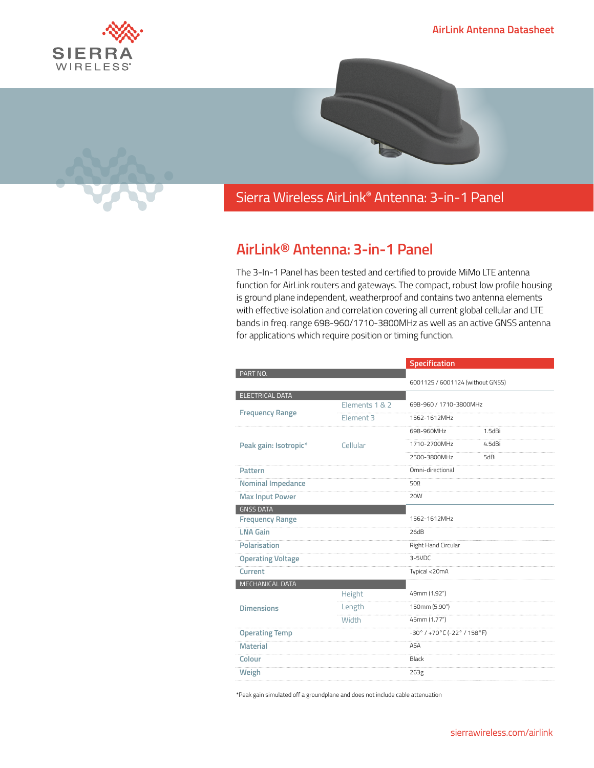AirLink Antenna Datasheet

# Sierra Wireless AirLink® Antenna: 3-in-1 Panel

## AirLink® Antenna: 3-in-1 Panel

The 3-In-1 Panel has been tested and certified to provide MiMo LTE antenna function for AirLink routers and gateways. The compact, robust low profile housing is ground plane independent, weatherproof and contains two antenna elements with effective isolation and correlation covering all current global cellular and LTE bands in freq. range 698-960/1710-3800MHz as well as an active GNSS antenna for applications which require position or timing function.

| | | Specification | |
|---|---|---|---|
| **PART NO.** | | | |
| | | 6001125 / 6001124 (without GNSS) | |
| **ELECTRICAL DATA** | | | |
| Frequency Range | Elements 1 & 2 | 698-960 / 1710-3800MHz | |
| | Element 3 | 1562-1612MHz | |
| Peak gain: Isotropic* | Cellular | 698-960MHz | 1.5dBi |
| | | 1710-2700MHz | 4.5dBi |
| | | 2500-3800MHz | 5dBi |
| Pattern | | Omni-directional | |
| Nominal Impedance | | 50Ω | |
| Max Input Power | | 20W | |
| **GNSS DATA** | | | |
| Frequency Range | | 1562-1612MHz | |
| LNA Gain | | 26dB | |
| Polarisation | | Right Hand Circular | |
| Operating Voltage | | 3-5VDC | |
| Current | | Typical <20mA | |
| **MECHANICAL DATA** | | | |
| Dimensions | Height | 49mm (1.92") | |
| | Length | 150mm (5.90") | |
| | Width | 45mm (1.77") | |
| Operating Temp | | -30° / +70°C (-22° / 158°F) | |
| Material | | ASA | |
| Colour | | Black | |
| Weigh | | 263g | |

*Peak gain simulated off a groundplane and does not include cable attenuation

sierrawireless.com/airlink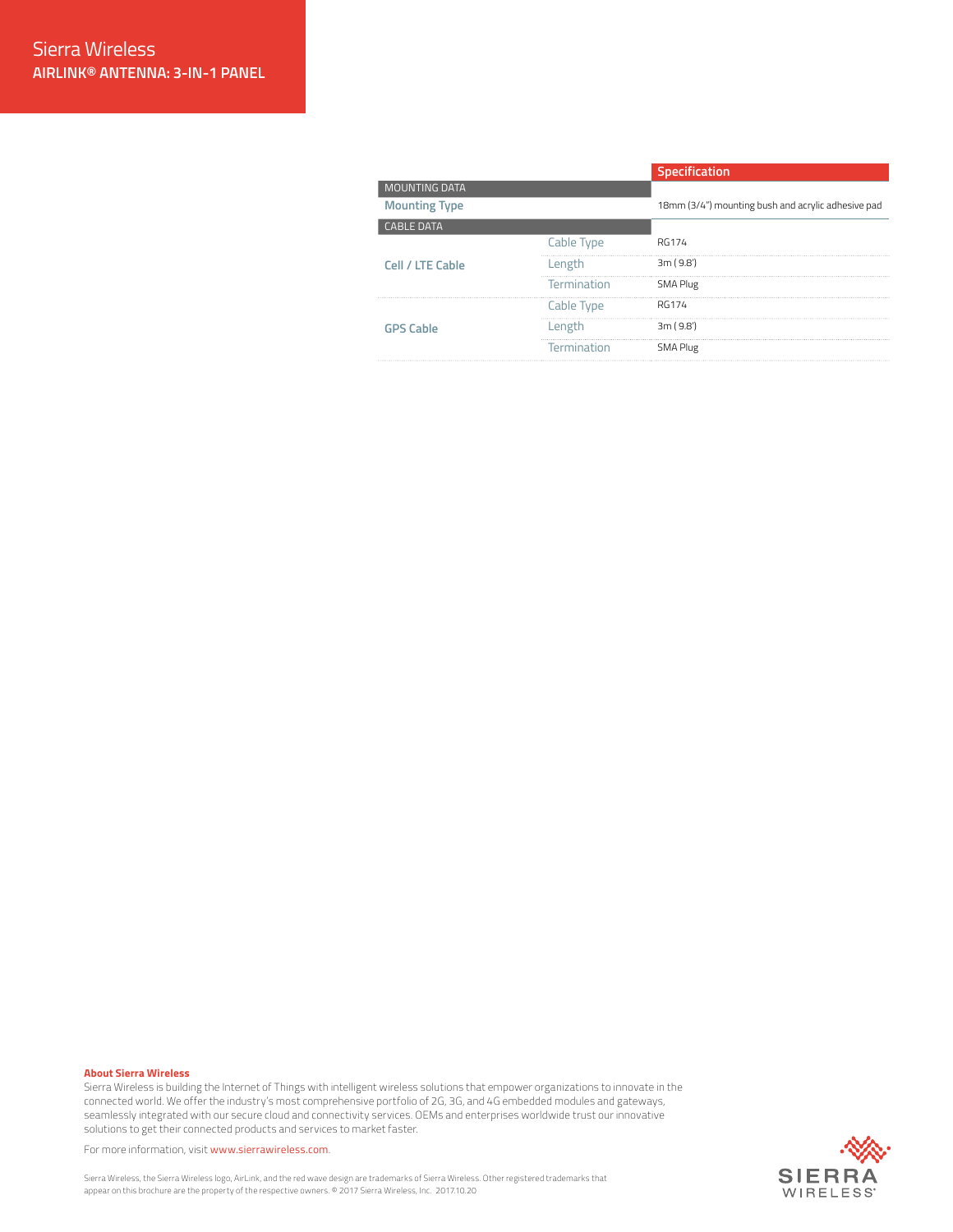| | | Specification |
|---|---|---|
| MOUNTING DATA | | |
| Mounting Type | | 18mm (3/4") mounting bush and acrylic adhesive pad |
| CABLE DATA | | |
| Cell / LTE Cable | Cable Type | RG174 |
| | Length | 3m ( 9.8') |
| | Termination | SMA Plug |
| GPS Cable | Cable Type | RG174 |
| | Length | 3m ( 9.8') |
| | Termination | SMA Plug |

**About Sierra Wireless**

Sierra Wireless is building the Internet of Things with intelligent wireless solutions that empower organizations to innovate in the connected world. We offer the industry's most comprehensive portfolio of 2G, 3G, and 4G embedded modules and gateways, seamlessly integrated with our secure cloud and connectivity services. OEMs and enterprises worldwide trust our innovative solutions to get their connected products and services to market faster.

For more information, visit www.sierrawireless.com.

Sierra Wireless, the Sierra Wireless logo, AirLink, and the red wave design are trademarks of Sierra Wireless. Other registered trademarks that appear on this brochure are the property of the respective owners. © 2017 Sierra Wireless, Inc. 2017.10.20